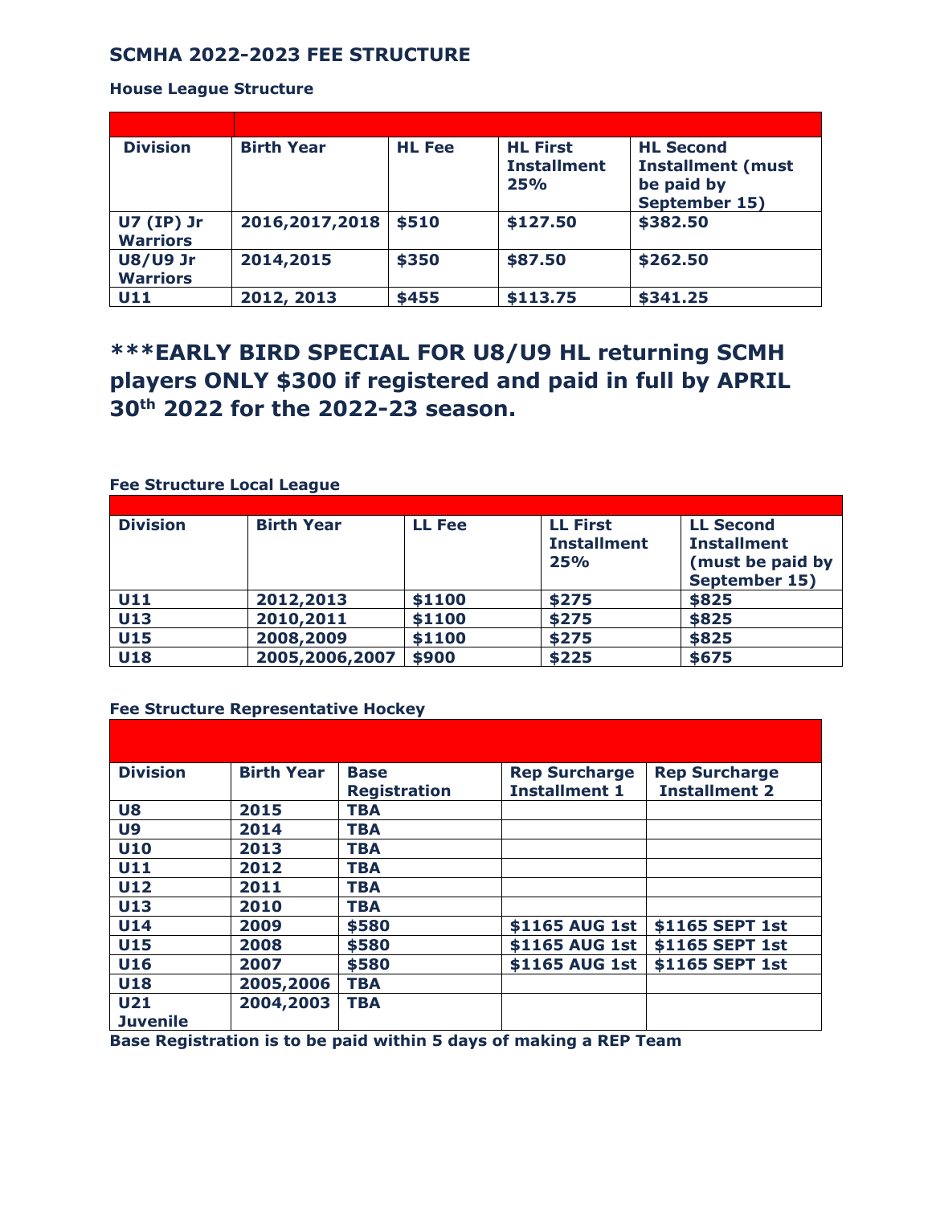## SCMHA 2022-2023 FEE STRUCTURE

### House League Structure

| Division | Birth Year | HL Fee | HL First Installment 25% | HL Second Installment (must be paid by September 15) |
|---|---|---|---|---|
| U7 (IP) Jr Warriors | 2016,2017,2018 | $510 | $127.50 | $382.50 |
| U8/U9 Jr Warriors | 2014,2015 | $350 | $87.50 | $262.50 |
| U11 | 2012, 2013 | $455 | $113.75 | $341.25 |

## ***EARLY BIRD SPECIAL FOR U8/U9 HL returning SCMH players ONLY $300 if registered and paid in full by APRIL 30th 2022 for the 2022-23 season.

### Fee Structure Local League

| Division | Birth Year | LL Fee | LL First Installment 25% | LL Second Installment (must be paid by September 15) |
|---|---|---|---|---|
| U11 | 2012,2013 | $1100 | $275 | $825 |
| U13 | 2010,2011 | $1100 | $275 | $825 |
| U15 | 2008,2009 | $1100 | $275 | $825 |
| U18 | 2005,2006,2007 | $900 | $225 | $675 |

### Fee Structure Representative Hockey

| Division | Birth Year | Base Registration | Rep Surcharge Installment 1 | Rep Surcharge Installment 2 |
|---|---|---|---|---|
| U8 | 2015 | TBA | | |
| U9 | 2014 | TBA | | |
| U10 | 2013 | TBA | | |
| U11 | 2012 | TBA | | |
| U12 | 2011 | TBA | | |
| U13 | 2010 | TBA | | |
| U14 | 2009 | $580 | $1165 AUG 1st | $1165 SEPT 1st |
| U15 | 2008 | $580 | $1165 AUG 1st | $1165 SEPT 1st |
| U16 | 2007 | $580 | $1165 AUG 1st | $1165 SEPT 1st |
| U18 | 2005,2006 | TBA | | |
| U21 Juvenile | 2004,2003 | TBA | | |

**Base Registration is to be paid within 5 days of making a REP Team**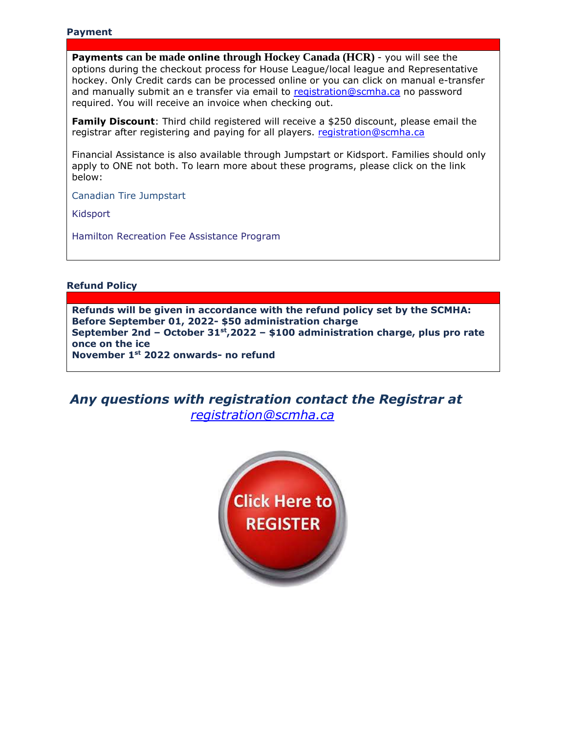**Payment**

**Payments can be made online through Hockey Canada (HCR)** - you will see the options during the checkout process for House League/local league and Representative hockey. Only Credit cards can be processed online or you can click on manual e-transfer and manually submit an e transfer via email to registration@scmha.ca no password required. You will receive an invoice when checking out.

**Family Discount**: Third child registered will receive a $250 discount, please email the registrar after registering and paying for all players. registration@scmha.ca

Financial Assistance is also available through Jumpstart or Kidsport. Families should only apply to ONE not both. To learn more about these programs, please click on the link below:

Canadian Tire Jumpstart

Kidsport

Hamilton Recreation Fee Assistance Program

**Refund Policy**

**Refunds will be given in accordance with the refund policy set by the SCMHA:**
**Before September 01, 2022- $50 administration charge**
**September 2nd – October 31st,2022 – $100 administration charge, plus pro rate once on the ice**
**November 1st 2022 onwards- no refund**

***Any questions with registration contact the Registrar at registration@scmha.ca***

Click Here to REGISTER